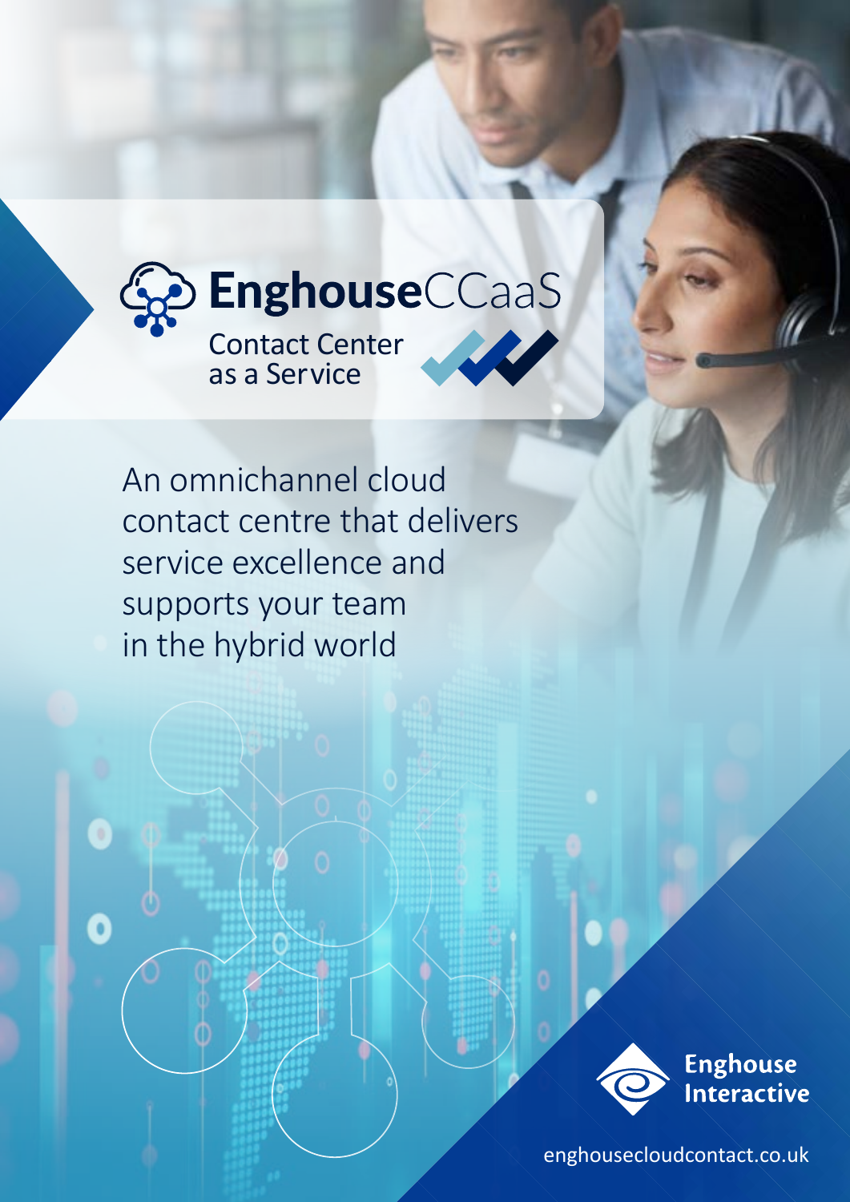# EnghouseCCaaS

Contact Center as a Service

An omnichannel cloud contact centre that delivers service excellence and supports your team in the hybrid world

Enghouse Interactive

enghousecloudcontact.co.uk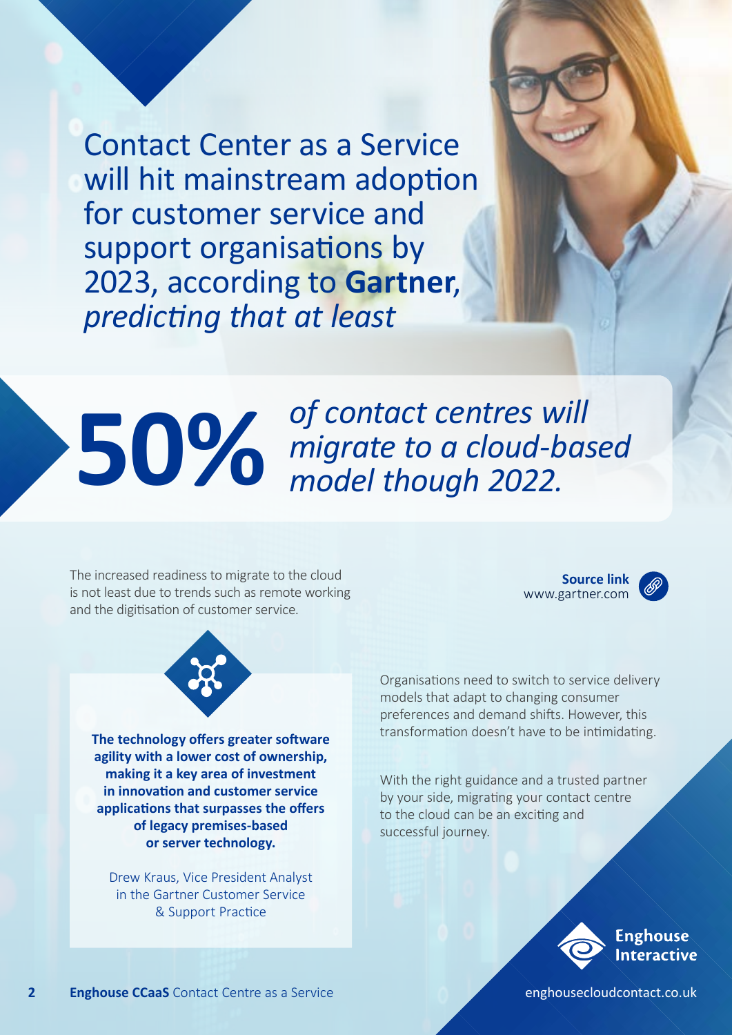# Contact Center as a Service will hit mainstream adoption for customer service and support organisations by 2023, according to **Gartner**, *predicting that at least*

**50%** *of contact centres will migrate to a cloud-based model though 2022.*

The increased readiness to migrate to the cloud is not least due to trends such as remote working and the digitisation of customer service.

**Source link**
www.gartner.com

> **The technology offers greater software agility with a lower cost of ownership, making it a key area of investment in innovation and customer service applications that surpasses the offers of legacy premises-based or server technology.**
>
> Drew Kraus, Vice President Analyst in the Gartner Customer Service & Support Practice

Organisations need to switch to service delivery models that adapt to changing consumer preferences and demand shifts. However, this transformation doesn't have to be intimidating.

With the right guidance and a trusted partner by your side, migrating your contact centre to the cloud can be an exciting and successful journey.

Enghouse Interactive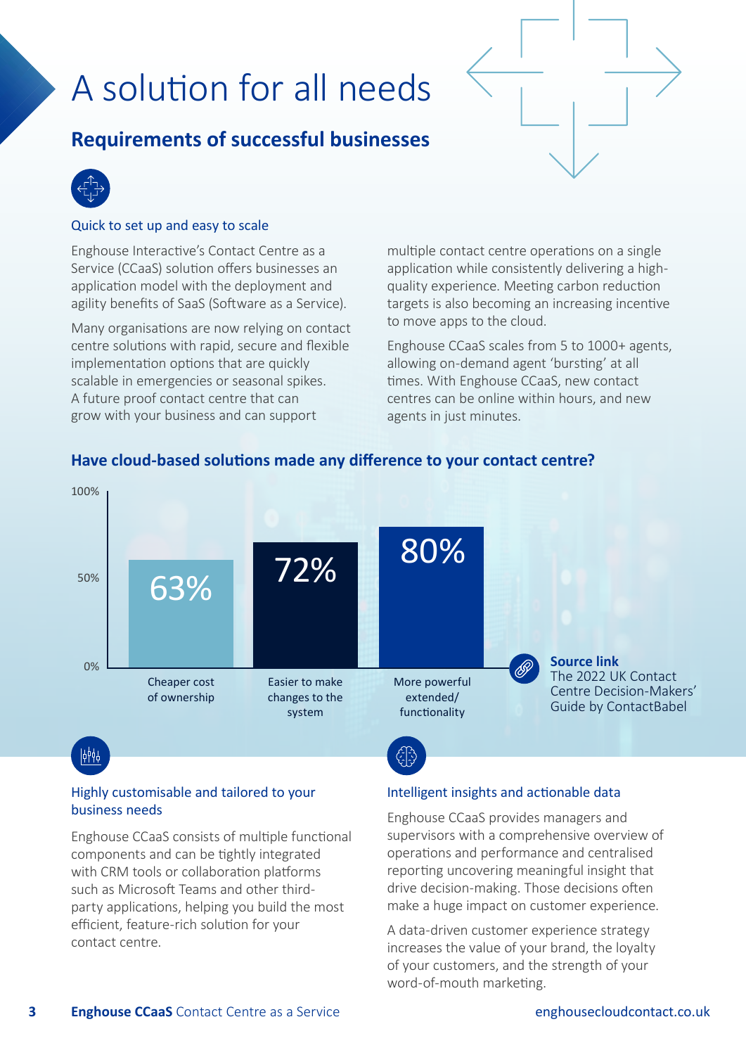# A solution for all needs

## Requirements of successful businesses

### Quick to set up and easy to scale

Enghouse Interactive's Contact Centre as a Service (CCaaS) solution offers businesses an application model with the deployment and agility benefits of SaaS (Software as a Service).

Many organisations are now relying on contact centre solutions with rapid, secure and flexible implementation options that are quickly scalable in emergencies or seasonal spikes. A future proof contact centre that can grow with your business and can support multiple contact centre operations on a single application while consistently delivering a high-quality experience. Meeting carbon reduction targets is also becoming an increasing incentive to move apps to the cloud.

Enghouse CCaaS scales from 5 to 1000+ agents, allowing on-demand agent 'bursting' at all times. With Enghouse CCaaS, new contact centres can be online within hours, and new agents in just minutes.

### Have cloud-based solutions made any difference to your contact centre?

| Difference | Percentage |
|---|---|
| Cheaper cost of ownership | 63% |
| Easier to make changes to the system | 72% |
| More powerful extended/ functionality | 80% |

**Source link**
The 2022 UK Contact Centre Decision-Makers' Guide by ContactBabel

### Highly customisable and tailored to your business needs

Enghouse CCaaS consists of multiple functional components and can be tightly integrated with CRM tools or collaboration platforms such as Microsoft Teams and other third-party applications, helping you build the most efficient, feature-rich solution for your contact centre.

### Intelligent insights and actionable data

Enghouse CCaaS provides managers and supervisors with a comprehensive overview of operations and performance and centralised reporting uncovering meaningful insight that drive decision-making. Those decisions often make a huge impact on customer experience.

A data-driven customer experience strategy increases the value of your brand, the loyalty of your customers, and the strength of your word-of-mouth marketing.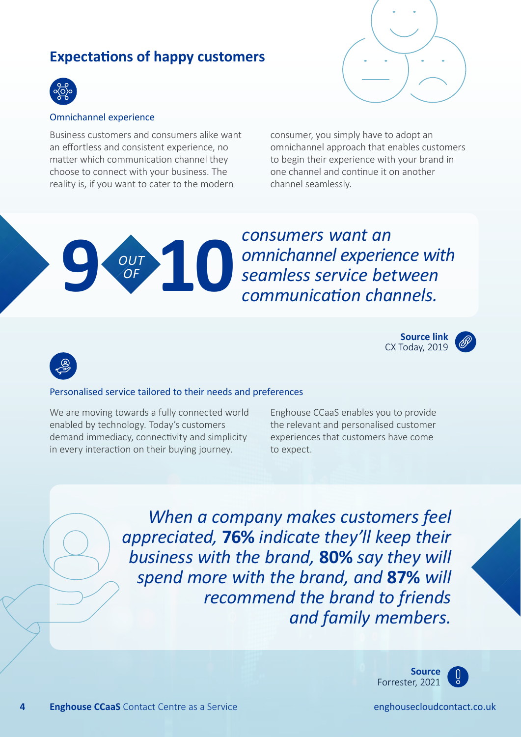## Expectations of happy customers

### Omnichannel experience

Business customers and consumers alike want an effortless and consistent experience, no matter which communication channel they choose to connect with your business. The reality is, if you want to cater to the modern consumer, you simply have to adopt an omnichannel approach that enables customers to begin their experience with your brand in one channel and continue it on another channel seamlessly.

**9 OUT OF 10** *consumers want an omnichannel experience with seamless service between communication channels.*

**Source link**
CX Today, 2019

### Personalised service tailored to their needs and preferences

We are moving towards a fully connected world enabled by technology. Today's customers demand immediacy, connectivity and simplicity in every interaction on their buying journey.

Enghouse CCaaS enables you to provide the relevant and personalised customer experiences that customers have come to expect.

*When a company makes customers feel appreciated,* ***76%*** *indicate they'll keep their business with the brand,* ***80%*** *say they will spend more with the brand, and* ***87%*** *will recommend the brand to friends and family members.*

**Source**
Forrester, 2021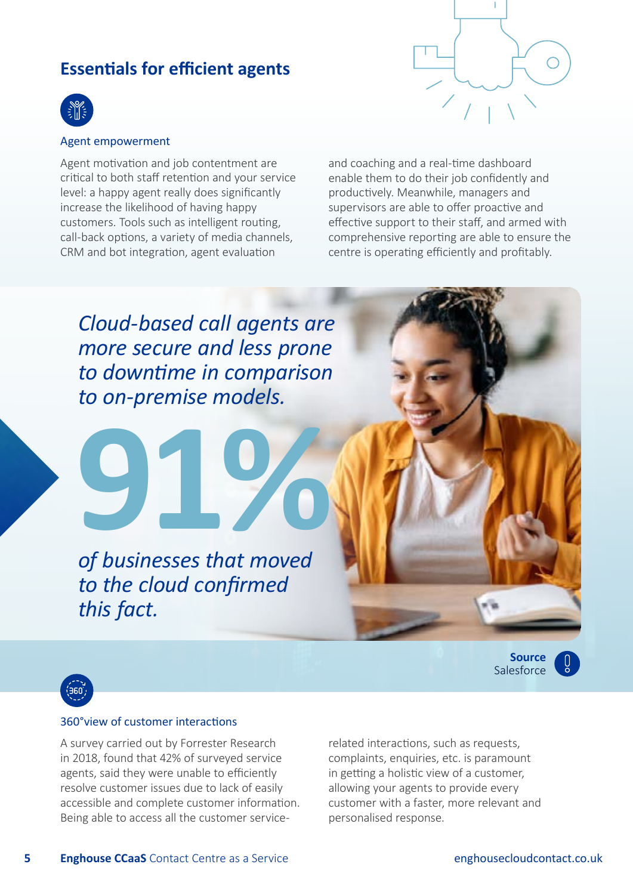## Essentials for efficient agents

### Agent empowerment

Agent motivation and job contentment are critical to both staff retention and your service level: a happy agent really does significantly increase the likelihood of having happy customers. Tools such as intelligent routing, call-back options, a variety of media channels, CRM and bot integration, agent evaluation and coaching and a real-time dashboard enable them to do their job confidently and productively. Meanwhile, managers and supervisors are able to offer proactive and effective support to their staff, and armed with comprehensive reporting are able to ensure the centre is operating efficiently and profitably.

*Cloud-based call agents are more secure and less prone to downtime in comparison to on-premise models.*

**91%**

*of businesses that moved to the cloud confirmed this fact.*

**Source**
Salesforce

### 360°view of customer interactions

A survey carried out by Forrester Research in 2018, found that 42% of surveyed service agents, said they were unable to efficiently resolve customer issues due to lack of easily accessible and complete customer information. Being able to access all the customer service-related interactions, such as requests, complaints, enquiries, etc. is paramount in getting a holistic view of a customer, allowing your agents to provide every customer with a faster, more relevant and personalised response.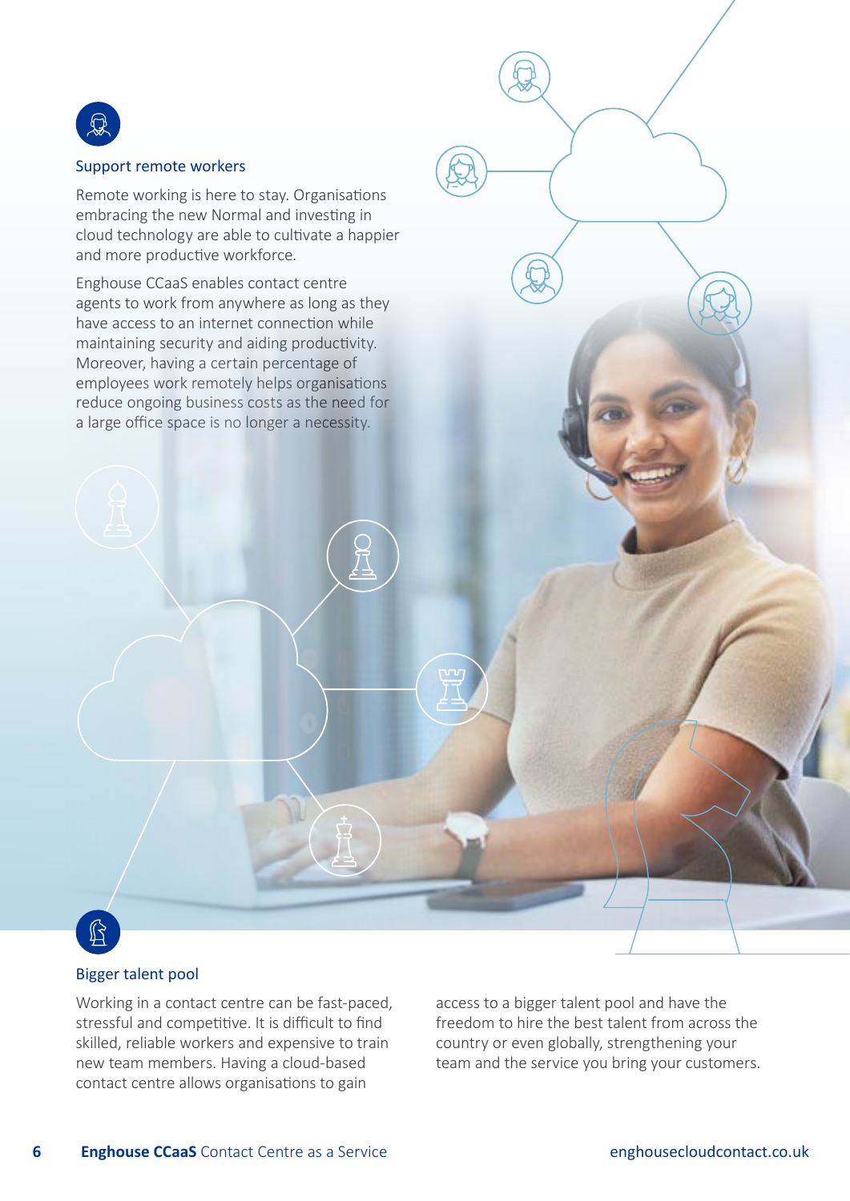## Support remote workers

Remote working is here to stay. Organisations embracing the new Normal and investing in cloud technology are able to cultivate a happier and more productive workforce.

Enghouse CCaaS enables contact centre agents to work from anywhere as long as they have access to an internet connection while maintaining security and aiding productivity. Moreover, having a certain percentage of employees work remotely helps organisations reduce ongoing business costs as the need for a large office space is no longer a necessity.

## Bigger talent pool

Working in a contact centre can be fast-paced, stressful and competitive. It is difficult to find skilled, reliable workers and expensive to train new team members. Having a cloud-based contact centre allows organisations to gain access to a bigger talent pool and have the freedom to hire the best talent from across the country or even globally, strengthening your team and the service you bring your customers.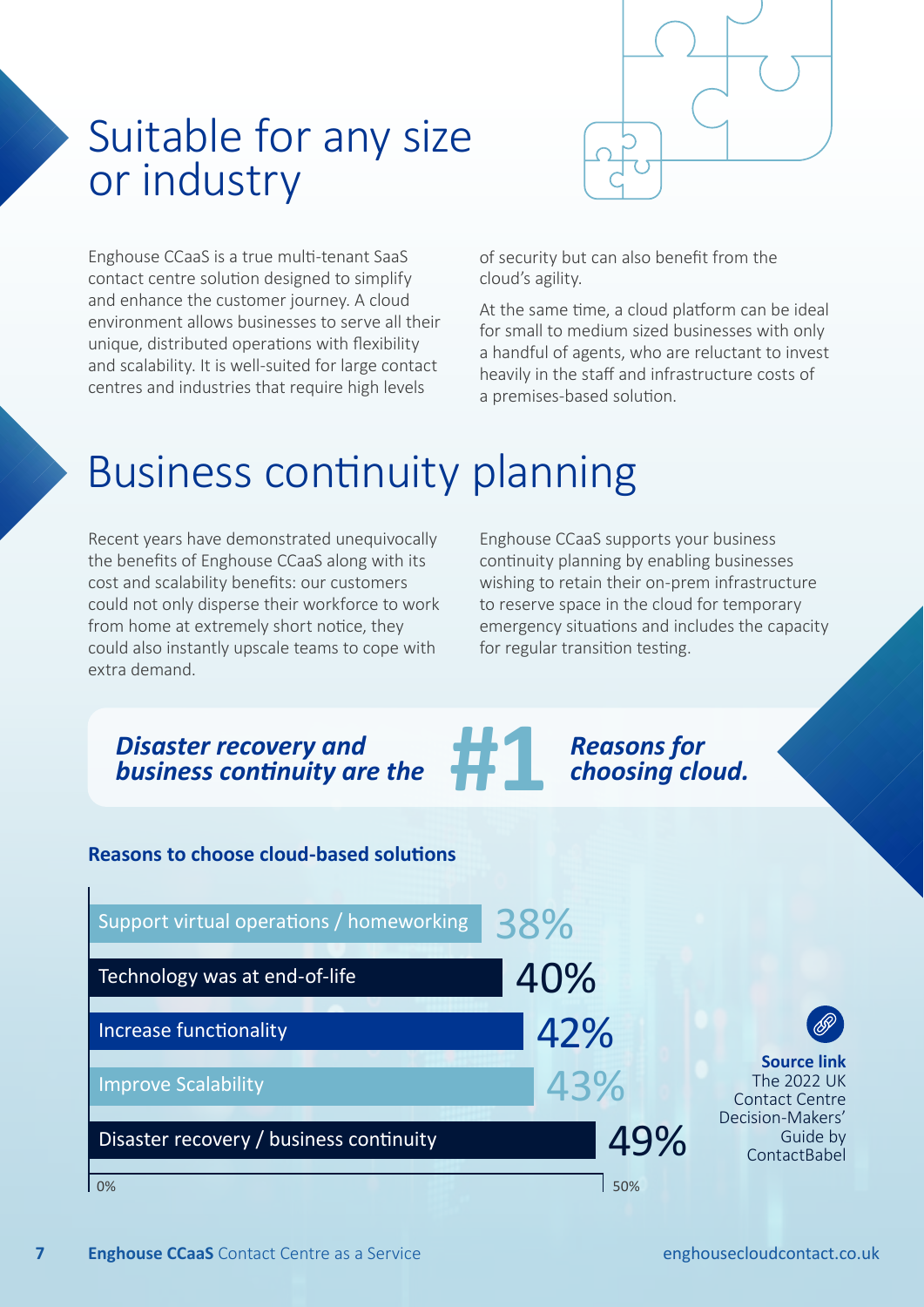# Suitable for any size or industry

Enghouse CCaaS is a true multi-tenant SaaS contact centre solution designed to simplify and enhance the customer journey. A cloud environment allows businesses to serve all their unique, distributed operations with flexibility and scalability. It is well-suited for large contact centres and industries that require high levels of security but can also benefit from the cloud's agility.

At the same time, a cloud platform can be ideal for small to medium sized businesses with only a handful of agents, who are reluctant to invest heavily in the staff and infrastructure costs of a premises-based solution.

# Business continuity planning

Recent years have demonstrated unequivocally the benefits of Enghouse CCaaS along with its cost and scalability benefits: our customers could not only disperse their workforce to work from home at extremely short notice, they could also instantly upscale teams to cope with extra demand.

Enghouse CCaaS supports your business continuity planning by enabling businesses wishing to retain their on-prem infrastructure to reserve space in the cloud for temporary emergency situations and includes the capacity for regular transition testing.

***Disaster recovery and business continuity are the* #1 *Reasons for choosing cloud.***

**Reasons to choose cloud-based solutions**

| Reason | % |
| --- | --- |
| Support virtual operations / homeworking | 38% |
| Technology was at end-of-life | 40% |
| Increase functionality | 42% |
| Improve Scalability | 43% |
| Disaster recovery / business continuity | 49% |

**Source link**
The 2022 UK Contact Centre Decision-Makers' Guide by ContactBabel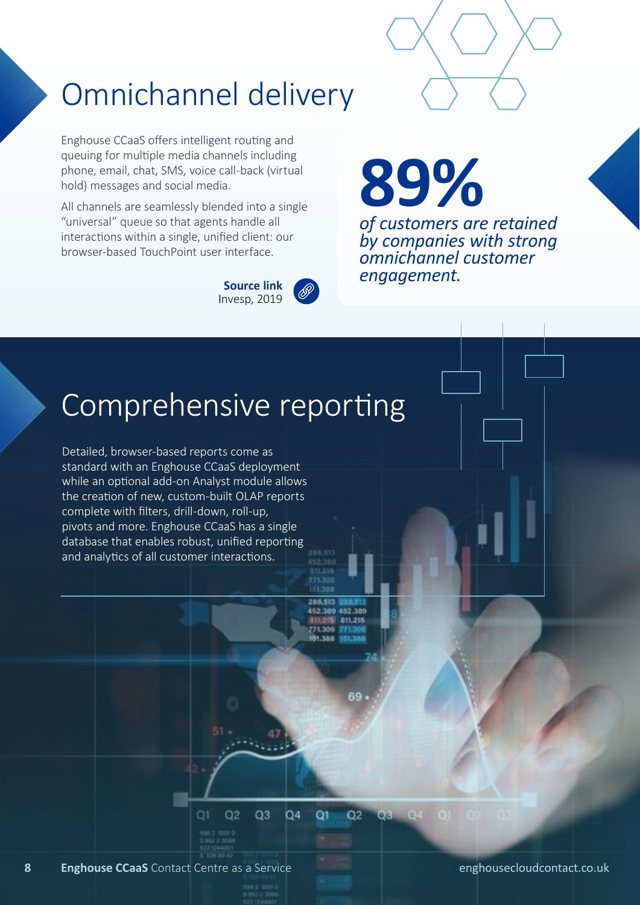# Omnichannel delivery

Enghouse CCaaS offers intelligent routing and queuing for multiple media channels including phone, email, chat, SMS, voice call-back (virtual hold) messages and social media.

All channels are seamlessly blended into a single “universal” queue so that agents handle all interactions within a single, unified client: our browser-based TouchPoint user interface.

**Source link**
Invesp, 2019

**89%**

***of customers are retained by companies with strong omnichannel customer engagement.***

# Comprehensive reporting

Detailed, browser-based reports come as standard with an Enghouse CCaaS deployment while an optional add-on Analyst module allows the creation of new, custom-built OLAP reports complete with filters, drill-down, roll-up, pivots and more. Enghouse CCaaS has a single database that enables robust, unified reporting and analytics of all customer interactions.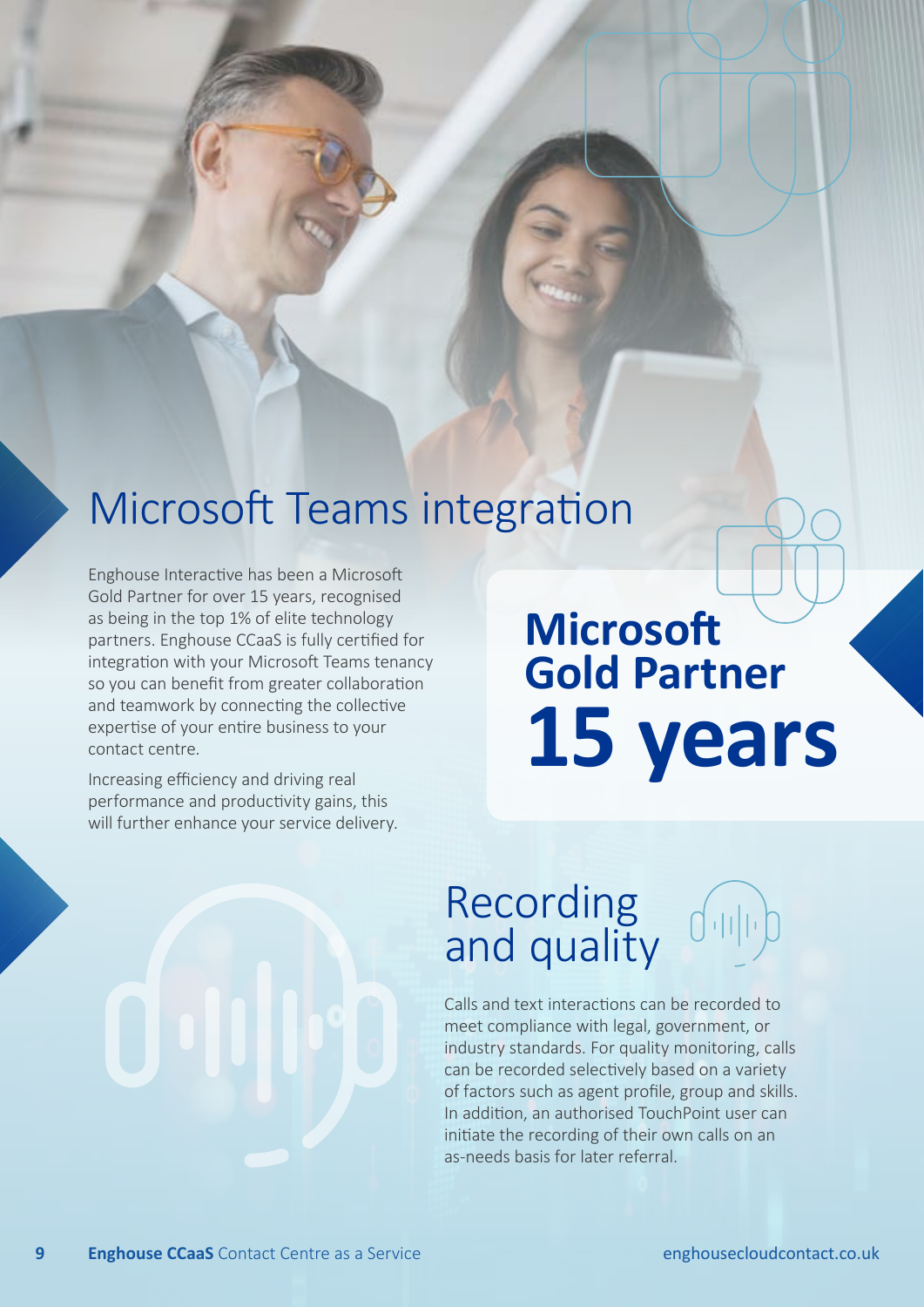## Microsoft Teams integration

Enghouse Interactive has been a Microsoft Gold Partner for over 15 years, recognised as being in the top 1% of elite technology partners. Enghouse CCaaS is fully certified for integration with your Microsoft Teams tenancy so you can benefit from greater collaboration and teamwork by connecting the collective expertise of your entire business to your contact centre.

Increasing efficiency and driving real performance and productivity gains, this will further enhance your service delivery.

**Microsoft Gold Partner**
**15 years**

## Recording and quality

Calls and text interactions can be recorded to meet compliance with legal, government, or industry standards. For quality monitoring, calls can be recorded selectively based on a variety of factors such as agent profile, group and skills. In addition, an authorised TouchPoint user can initiate the recording of their own calls on an as-needs basis for later referral.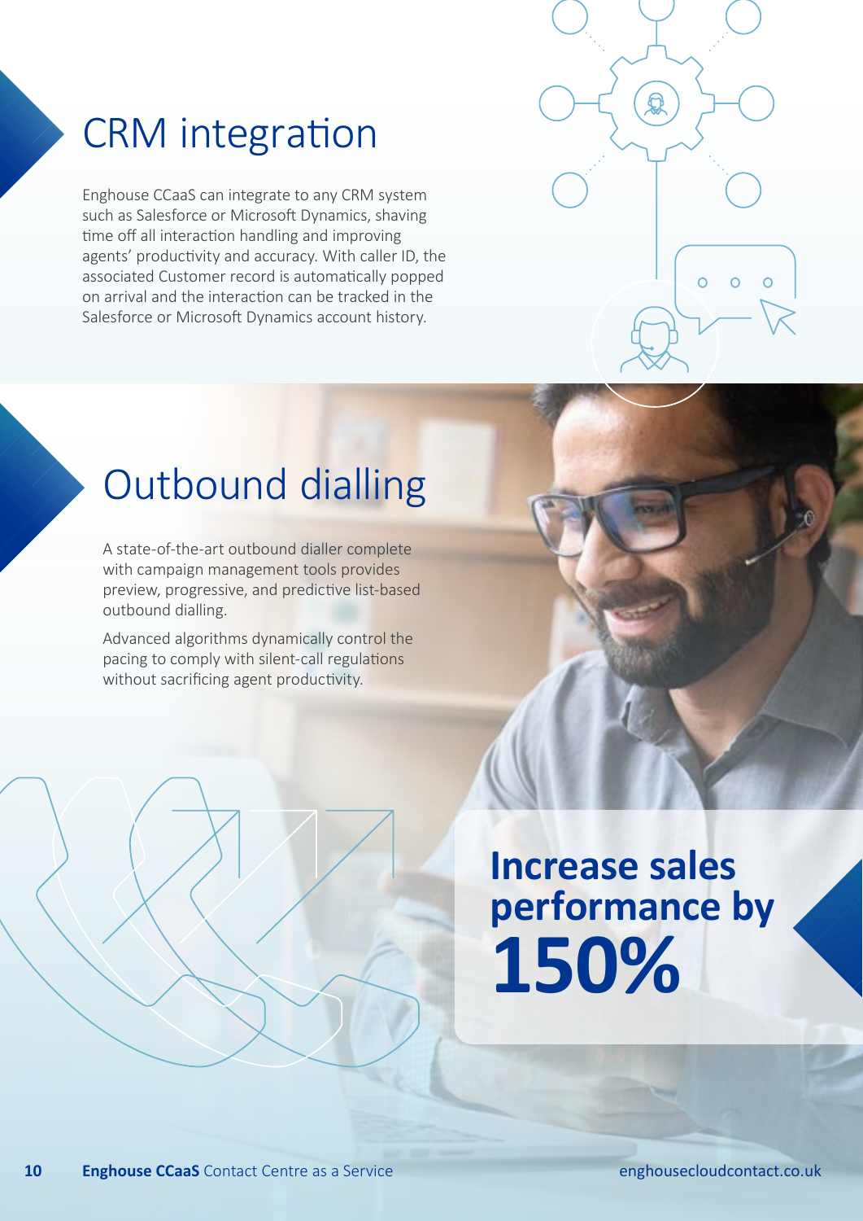# CRM integration

Enghouse CCaaS can integrate to any CRM system such as Salesforce or Microsoft Dynamics, shaving time off all interaction handling and improving agents' productivity and accuracy. With caller ID, the associated Customer record is automatically popped on arrival and the interaction can be tracked in the Salesforce or Microsoft Dynamics account history.

# Outbound dialling

A state-of-the-art outbound dialler complete with campaign management tools provides preview, progressive, and predictive list-based outbound dialling.

Advanced algorithms dynamically control the pacing to comply with silent-call regulations without sacrificing agent productivity.

**Increase sales performance by 150%**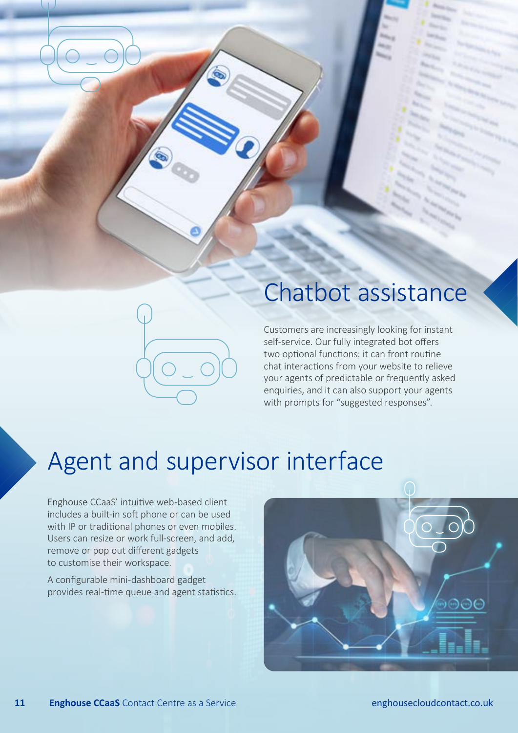## Chatbot assistance

Customers are increasingly looking for instant self-service. Our fully integrated bot offers two optional functions: it can front routine chat interactions from your website to relieve your agents of predictable or frequently asked enquiries, and it can also support your agents with prompts for "suggested responses".

## Agent and supervisor interface

Enghouse CCaaS' intuitive web-based client includes a built-in soft phone or can be used with IP or traditional phones or even mobiles. Users can resize or work full-screen, and add, remove or pop out different gadgets to customise their workspace.

A configurable mini-dashboard gadget provides real-time queue and agent statistics.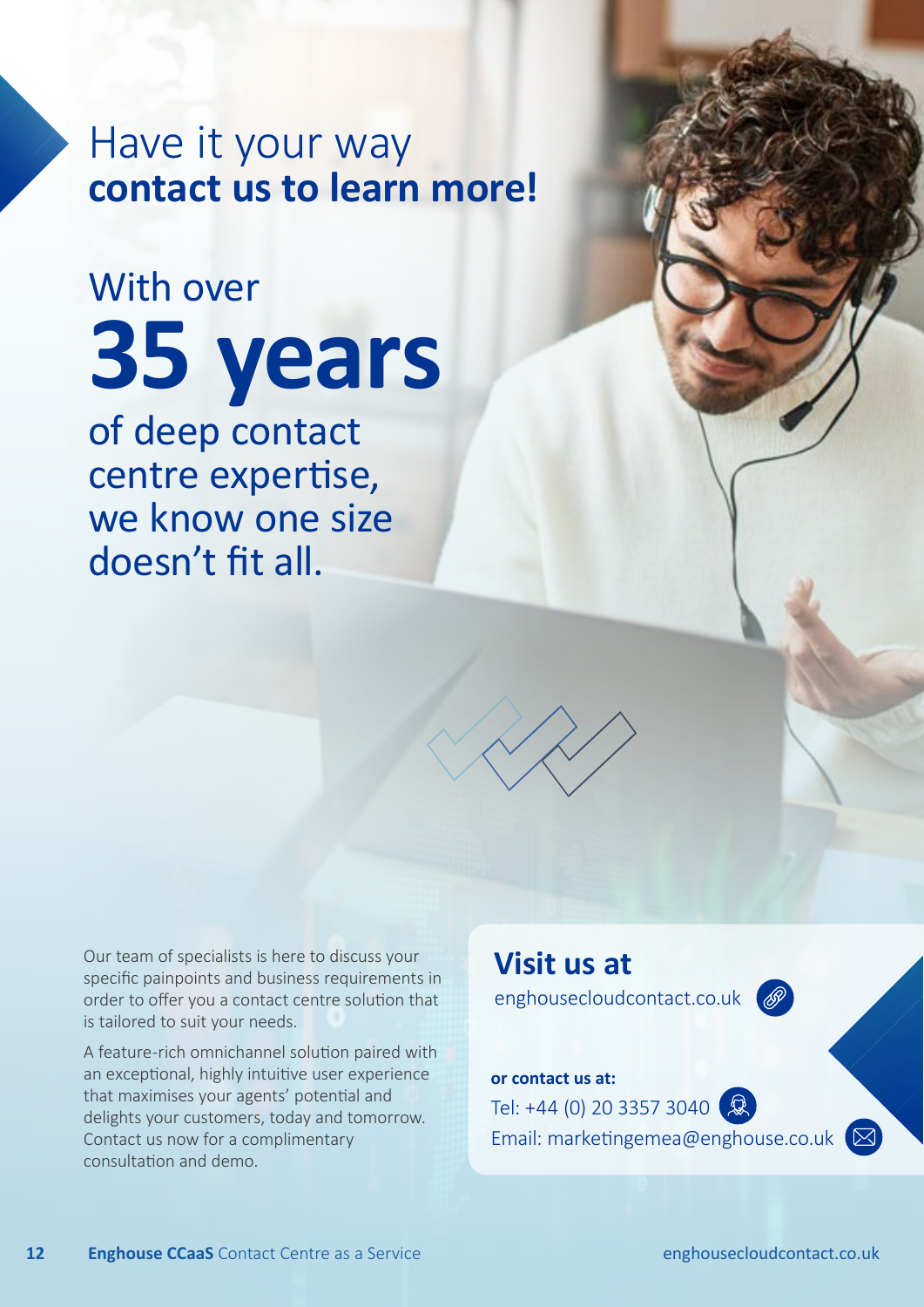# Have it your way **contact us to learn more!**

With over

**35 years**

of deep contact centre expertise, we know one size doesn't fit all.

Our team of specialists is here to discuss your specific painpoints and business requirements in order to offer you a contact centre solution that is tailored to suit your needs.

A feature-rich omnichannel solution paired with an exceptional, highly intuitive user experience that maximises your agents' potential and delights your customers, today and tomorrow. Contact us now for a complimentary consultation and demo.

## Visit us at

enghousecloudcontact.co.uk

**or contact us at:**

Tel: +44 (0) 20 3357 3040

Email: marketingemea@enghouse.co.uk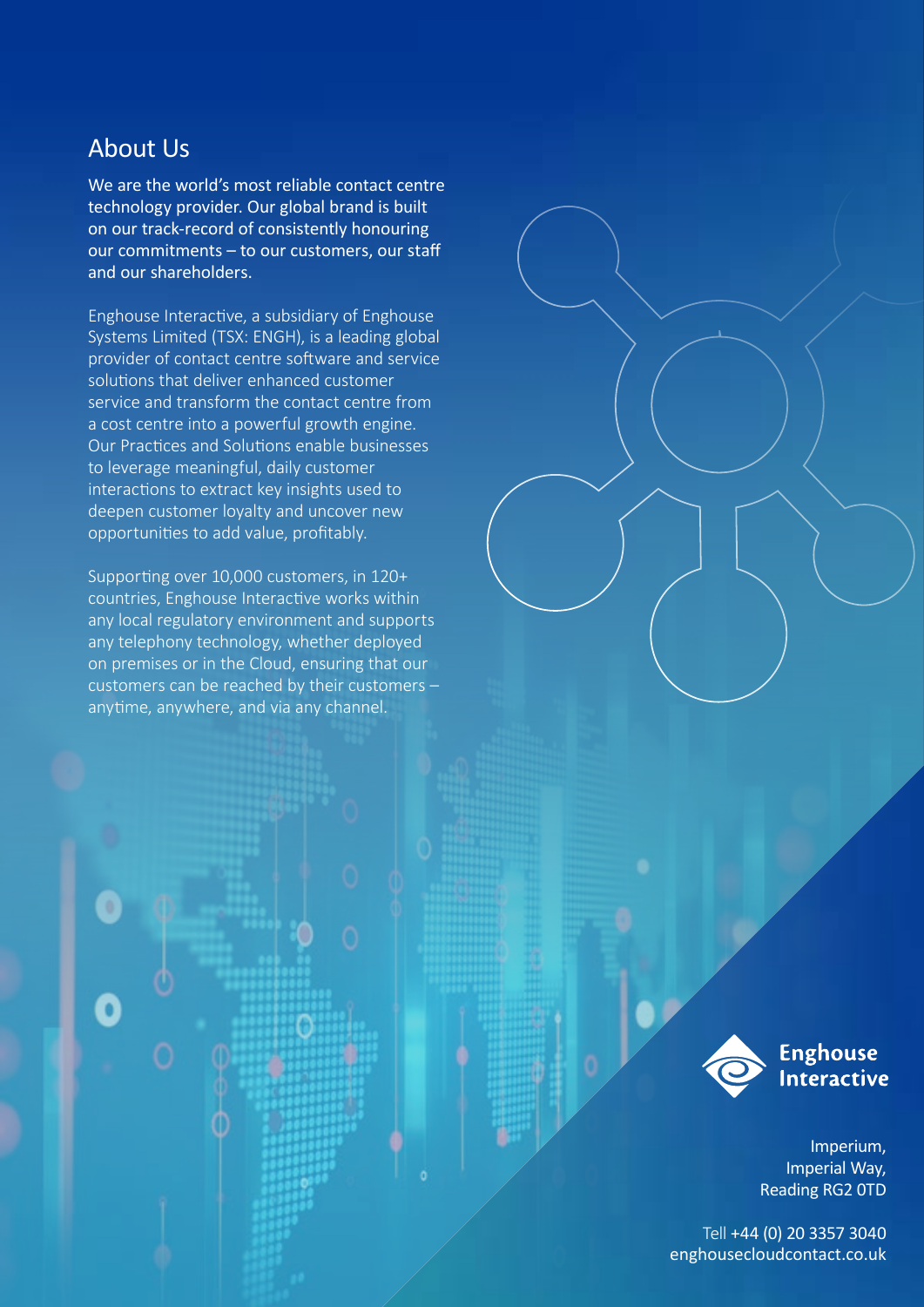## About Us

We are the world's most reliable contact centre technology provider. Our global brand is built on our track-record of consistently honouring our commitments – to our customers, our staff and our shareholders.

Enghouse Interactive, a subsidiary of Enghouse Systems Limited (TSX: ENGH), is a leading global provider of contact centre software and service solutions that deliver enhanced customer service and transform the contact centre from a cost centre into a powerful growth engine. Our Practices and Solutions enable businesses to leverage meaningful, daily customer interactions to extract key insights used to deepen customer loyalty and uncover new opportunities to add value, profitably.

Supporting over 10,000 customers, in 120+ countries, Enghouse Interactive works within any local regulatory environment and supports any telephony technology, whether deployed on premises or in the Cloud, ensuring that our customers can be reached by their customers – anytime, anywhere, and via any channel.

Enghouse Interactive

Imperium,
Imperial Way,
Reading RG2 0TD

Tell +44 (0) 20 3357 3040
enghousecloudcontact.co.uk